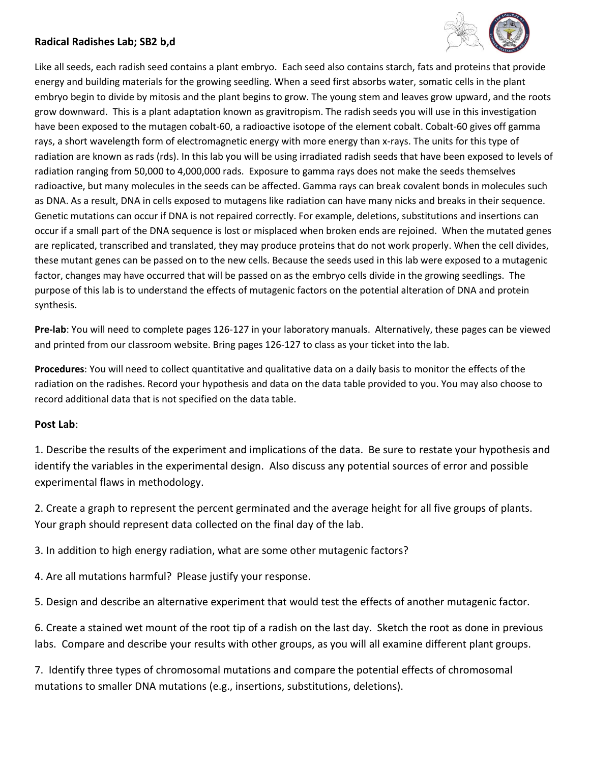## Radical Radishes Lab; SB2 b,d

Like all seeds, each radish seed contains a plant embryo. Each seed also contains starch, fats and proteins that provide energy and building materials for the growing seedling. When a seed first absorbs water, somatic cells in the plant embryo begin to divide by mitosis and the plant begins to grow. The young stem and leaves grow upward, and the roots grow downward. This is a plant adaptation known as gravitropism. The radish seeds you will use in this investigation have been exposed to the mutagen cobalt-60, a radioactive isotope of the element cobalt. Cobalt-60 gives off gamma rays, a short wavelength form of electromagnetic energy with more energy than x-rays. The units for this type of radiation are known as rads (rds). In this lab you will be using irradiated radish seeds that have been exposed to levels of radiation ranging from 50,000 to 4,000,000 rads. Exposure to gamma rays does not make the seeds themselves radioactive, but many molecules in the seeds can be affected. Gamma rays can break covalent bonds in molecules such as DNA. As a result, DNA in cells exposed to mutagens like radiation can have many nicks and breaks in their sequence. Genetic mutations can occur if DNA is not repaired correctly. For example, deletions, substitutions and insertions can occur if a small part of the DNA sequence is lost or misplaced when broken ends are rejoined. When the mutated genes are replicated, transcribed and translated, they may produce proteins that do not work properly. When the cell divides, these mutant genes can be passed on to the new cells. Because the seeds used in this lab were exposed to a mutagenic factor, changes may have occurred that will be passed on as the embryo cells divide in the growing seedlings. The purpose of this lab is to understand the effects of mutagenic factors on the potential alteration of DNA and protein synthesis.

**Pre-lab**: You will need to complete pages 126-127 in your laboratory manuals. Alternatively, these pages can be viewed and printed from our classroom website. Bring pages 126-127 to class as your ticket into the lab.

**Procedures**: You will need to collect quantitative and qualitative data on a daily basis to monitor the effects of the radiation on the radishes. Record your hypothesis and data on the data table provided to you. You may also choose to record additional data that is not specified on the data table.

**Post Lab**:

1. Describe the results of the experiment and implications of the data. Be sure to restate your hypothesis and identify the variables in the experimental design. Also discuss any potential sources of error and possible experimental flaws in methodology.

2. Create a graph to represent the percent germinated and the average height for all five groups of plants. Your graph should represent data collected on the final day of the lab.

3. In addition to high energy radiation, what are some other mutagenic factors?

4. Are all mutations harmful? Please justify your response.

5. Design and describe an alternative experiment that would test the effects of another mutagenic factor.

6. Create a stained wet mount of the root tip of a radish on the last day. Sketch the root as done in previous labs. Compare and describe your results with other groups, as you will all examine different plant groups.

7. Identify three types of chromosomal mutations and compare the potential effects of chromosomal mutations to smaller DNA mutations (e.g., insertions, substitutions, deletions).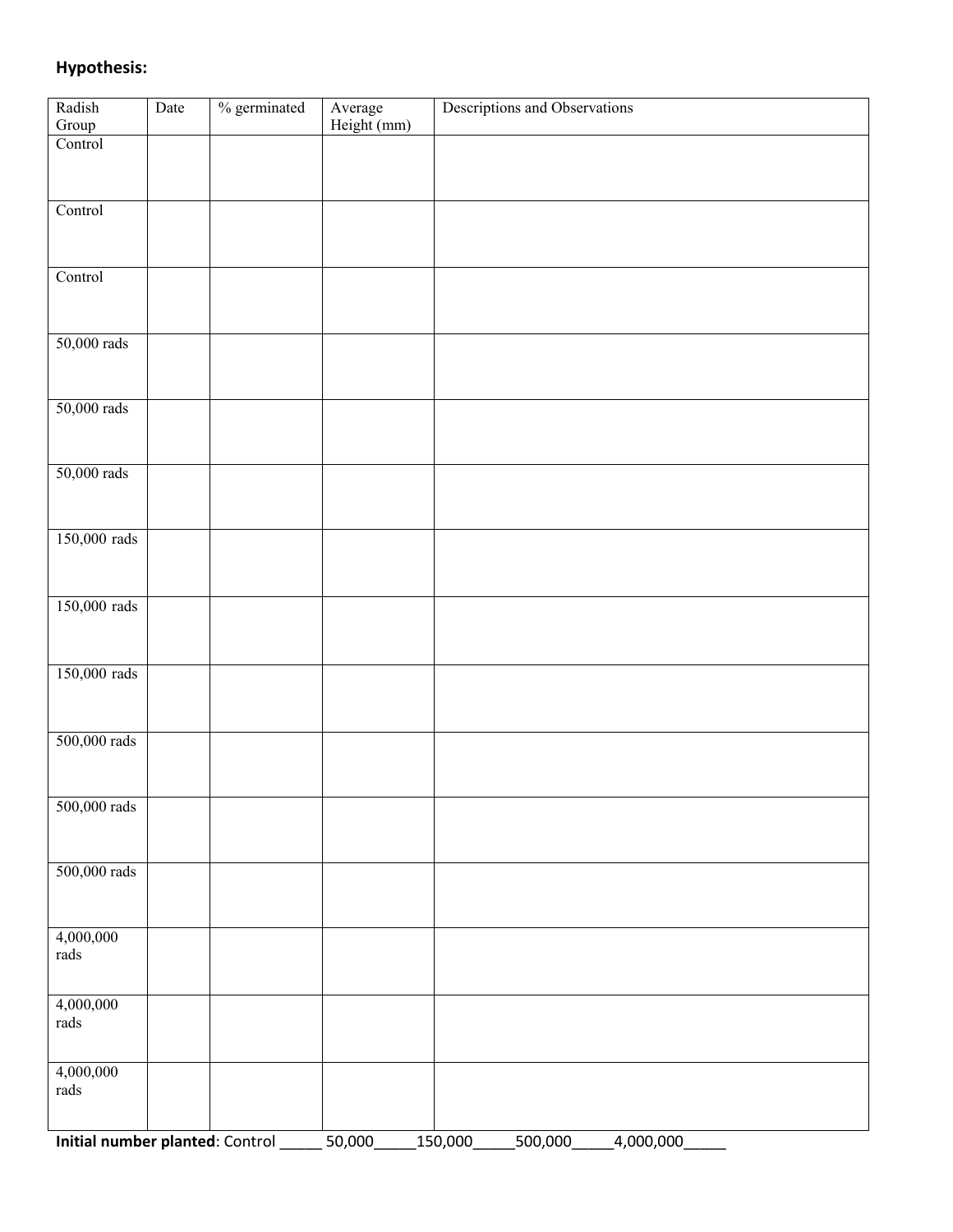**Hypothesis:**

| Radish Group | Date | % germinated | Average Height (mm) | Descriptions and Observations |
|---|---|---|---|---|
| Control | | | | |
| Control | | | | |
| Control | | | | |
| 50,000 rads | | | | |
| 50,000 rads | | | | |
| 50,000 rads | | | | |
| 150,000 rads | | | | |
| 150,000 rads | | | | |
| 150,000 rads | | | | |
| 500,000 rads | | | | |
| 500,000 rads | | | | |
| 500,000 rads | | | | |
| 4,000,000 rads | | | | |
| 4,000,000 rads | | | | |
| 4,000,000 rads | | | | |

**Initial number planted**: Control _____ 50,000_____150,000_____500,000_____4,000,000_____